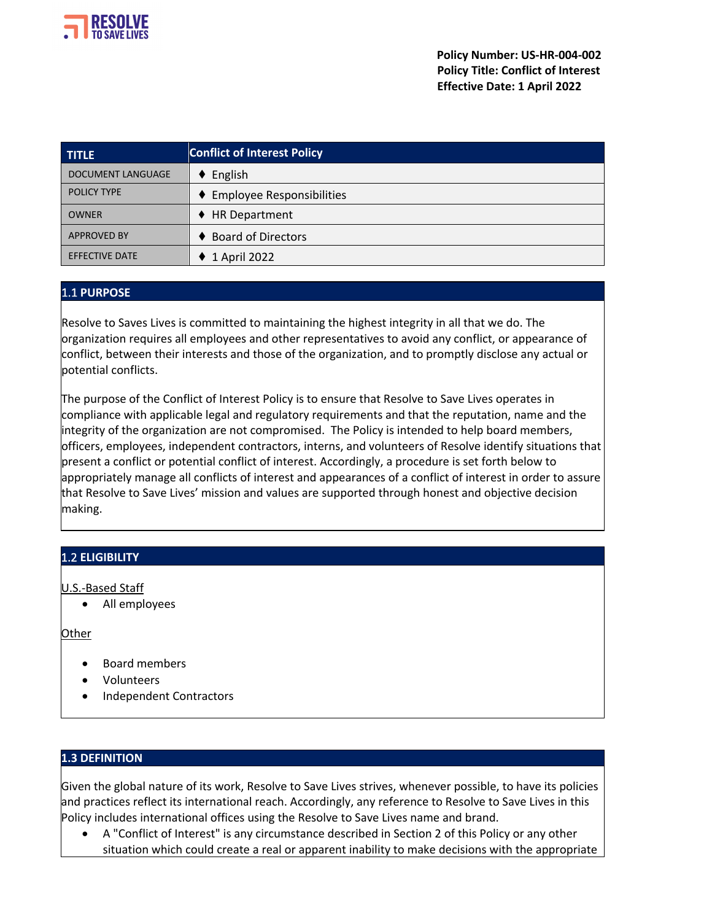**Policy Number: US-HR-004-002**
**Policy Title: Conflict of Interest**
**Effective Date: 1 April 2022**

| TITLE | Conflict of Interest Policy |
|---|---|
| DOCUMENT LANGUAGE | ♦ English |
| POLICY TYPE | ♦ Employee Responsibilities |
| OWNER | ♦ HR Department |
| APPROVED BY | ♦ Board of Directors |
| EFFECTIVE DATE | ♦ 1 April 2022 |

## 1.1 PURPOSE

Resolve to Saves Lives is committed to maintaining the highest integrity in all that we do. The organization requires all employees and other representatives to avoid any conflict, or appearance of conflict, between their interests and those of the organization, and to promptly disclose any actual or potential conflicts.

The purpose of the Conflict of Interest Policy is to ensure that Resolve to Save Lives operates in compliance with applicable legal and regulatory requirements and that the reputation, name and the integrity of the organization are not compromised. The Policy is intended to help board members, officers, employees, independent contractors, interns, and volunteers of Resolve identify situations that present a conflict or potential conflict of interest. Accordingly, a procedure is set forth below to appropriately manage all conflicts of interest and appearances of a conflict of interest in order to assure that Resolve to Save Lives' mission and values are supported through honest and objective decision making.

## 1.2 ELIGIBILITY

U.S.-Based Staff

- All employees

Other

- Board members
- Volunteers
- Independent Contractors

## 1.3 DEFINITION

Given the global nature of its work, Resolve to Save Lives strives, whenever possible, to have its policies and practices reflect its international reach. Accordingly, any reference to Resolve to Save Lives in this Policy includes international offices using the Resolve to Save Lives name and brand.

- A "Conflict of Interest" is any circumstance described in Section 2 of this Policy or any other situation which could create a real or apparent inability to make decisions with the appropriate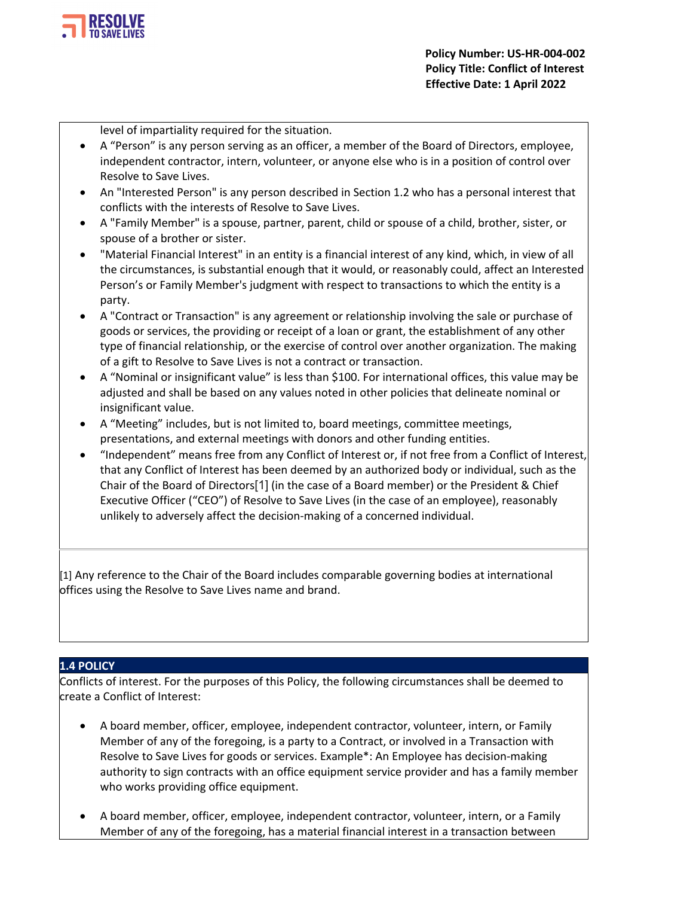level of impartiality required for the situation.

- A “Person” is any person serving as an officer, a member of the Board of Directors, employee, independent contractor, intern, volunteer, or anyone else who is in a position of control over Resolve to Save Lives.
- An "Interested Person" is any person described in Section 1.2 who has a personal interest that conflicts with the interests of Resolve to Save Lives.
- A "Family Member" is a spouse, partner, parent, child or spouse of a child, brother, sister, or spouse of a brother or sister.
- "Material Financial Interest" in an entity is a financial interest of any kind, which, in view of all the circumstances, is substantial enough that it would, or reasonably could, affect an Interested Person’s or Family Member's judgment with respect to transactions to which the entity is a party.
- A "Contract or Transaction" is any agreement or relationship involving the sale or purchase of goods or services, the providing or receipt of a loan or grant, the establishment of any other type of financial relationship, or the exercise of control over another organization. The making of a gift to Resolve to Save Lives is not a contract or transaction.
- A “Nominal or insignificant value” is less than $100. For international offices, this value may be adjusted and shall be based on any values noted in other policies that delineate nominal or insignificant value.
- A “Meeting” includes, but is not limited to, board meetings, committee meetings, presentations, and external meetings with donors and other funding entities.
- “Independent” means free from any Conflict of Interest or, if not free from a Conflict of Interest, that any Conflict of Interest has been deemed by an authorized body or individual, such as the Chair of the Board of Directors[1] (in the case of a Board member) or the President & Chief Executive Officer (“CEO”) of Resolve to Save Lives (in the case of an employee), reasonably unlikely to adversely affect the decision-making of a concerned individual.

[1] Any reference to the Chair of the Board includes comparable governing bodies at international offices using the Resolve to Save Lives name and brand.

## 1.4 POLICY

Conflicts of interest. For the purposes of this Policy, the following circumstances shall be deemed to create a Conflict of Interest:

- A board member, officer, employee, independent contractor, volunteer, intern, or Family Member of any of the foregoing, is a party to a Contract, or involved in a Transaction with Resolve to Save Lives for goods or services. Example*: An Employee has decision-making authority to sign contracts with an office equipment service provider and has a family member who works providing office equipment.

- A board member, officer, employee, independent contractor, volunteer, intern, or a Family Member of any of the foregoing, has a material financial interest in a transaction between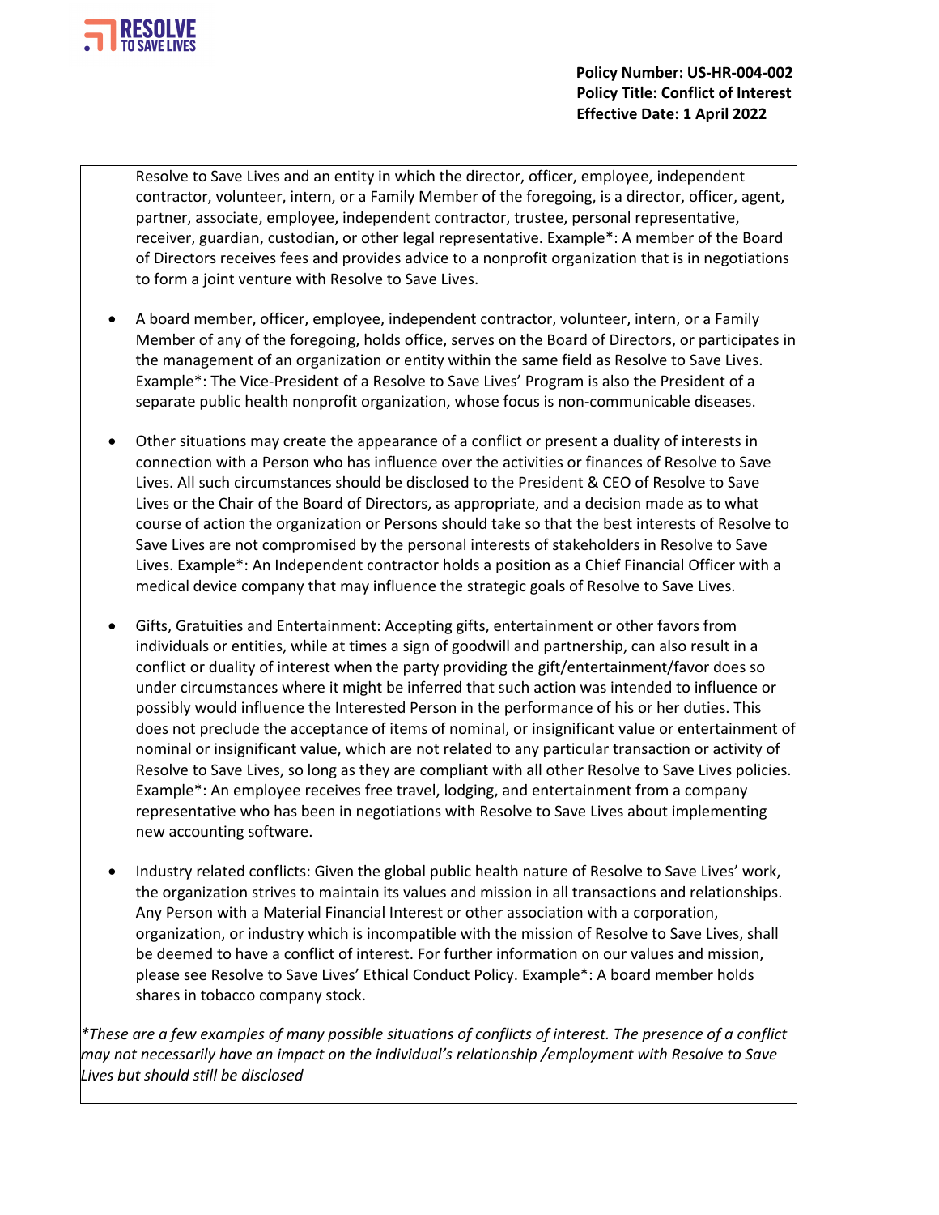Resolve to Save Lives and an entity in which the director, officer, employee, independent contractor, volunteer, intern, or a Family Member of the foregoing, is a director, officer, agent, partner, associate, employee, independent contractor, trustee, personal representative, receiver, guardian, custodian, or other legal representative. Example*: A member of the Board of Directors receives fees and provides advice to a nonprofit organization that is in negotiations to form a joint venture with Resolve to Save Lives.

- A board member, officer, employee, independent contractor, volunteer, intern, or a Family Member of any of the foregoing, holds office, serves on the Board of Directors, or participates in the management of an organization or entity within the same field as Resolve to Save Lives. Example*: The Vice-President of a Resolve to Save Lives' Program is also the President of a separate public health nonprofit organization, whose focus is non-communicable diseases.

- Other situations may create the appearance of a conflict or present a duality of interests in connection with a Person who has influence over the activities or finances of Resolve to Save Lives. All such circumstances should be disclosed to the President & CEO of Resolve to Save Lives or the Chair of the Board of Directors, as appropriate, and a decision made as to what course of action the organization or Persons should take so that the best interests of Resolve to Save Lives are not compromised by the personal interests of stakeholders in Resolve to Save Lives. Example*: An Independent contractor holds a position as a Chief Financial Officer with a medical device company that may influence the strategic goals of Resolve to Save Lives.

- Gifts, Gratuities and Entertainment: Accepting gifts, entertainment or other favors from individuals or entities, while at times a sign of goodwill and partnership, can also result in a conflict or duality of interest when the party providing the gift/entertainment/favor does so under circumstances where it might be inferred that such action was intended to influence or possibly would influence the Interested Person in the performance of his or her duties. This does not preclude the acceptance of items of nominal, or insignificant value or entertainment of nominal or insignificant value, which are not related to any particular transaction or activity of Resolve to Save Lives, so long as they are compliant with all other Resolve to Save Lives policies. Example*: An employee receives free travel, lodging, and entertainment from a company representative who has been in negotiations with Resolve to Save Lives about implementing new accounting software.

- Industry related conflicts: Given the global public health nature of Resolve to Save Lives' work, the organization strives to maintain its values and mission in all transactions and relationships. Any Person with a Material Financial Interest or other association with a corporation, organization, or industry which is incompatible with the mission of Resolve to Save Lives, shall be deemed to have a conflict of interest. For further information on our values and mission, please see Resolve to Save Lives' Ethical Conduct Policy. Example*: A board member holds shares in tobacco company stock.

*\*These are a few examples of many possible situations of conflicts of interest. The presence of a conflict may not necessarily have an impact on the individual's relationship /employment with Resolve to Save Lives but should still be disclosed*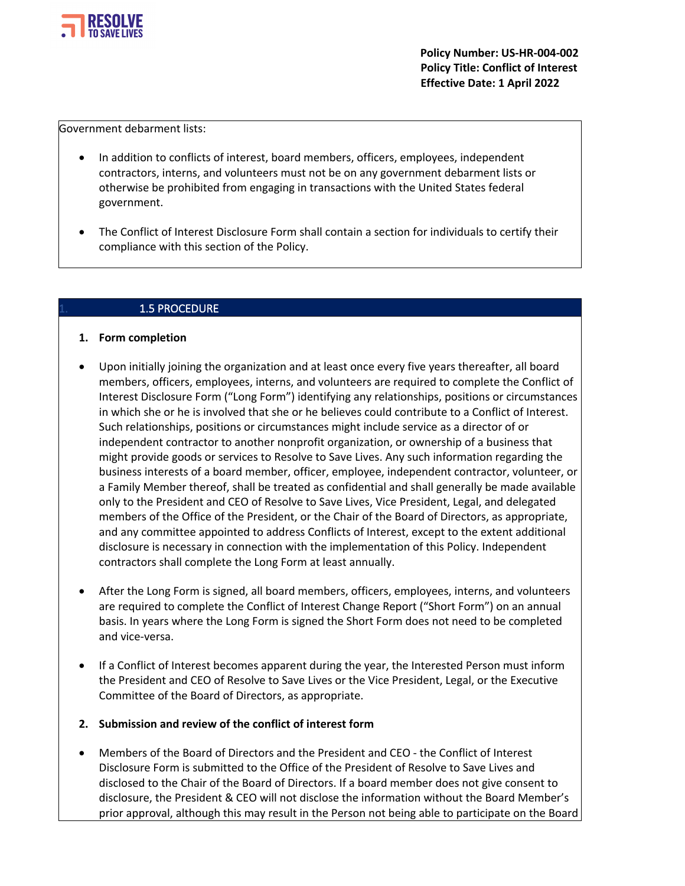Government debarment lists:

- In addition to conflicts of interest, board members, officers, employees, independent contractors, interns, and volunteers must not be on any government debarment lists or otherwise be prohibited from engaging in transactions with the United States federal government.
- The Conflict of Interest Disclosure Form shall contain a section for individuals to certify their compliance with this section of the Policy.

## 1.5 PROCEDURE

**1. Form completion**

- Upon initially joining the organization and at least once every five years thereafter, all board members, officers, employees, interns, and volunteers are required to complete the Conflict of Interest Disclosure Form ("Long Form") identifying any relationships, positions or circumstances in which she or he is involved that she or he believes could contribute to a Conflict of Interest. Such relationships, positions or circumstances might include service as a director of or independent contractor to another nonprofit organization, or ownership of a business that might provide goods or services to Resolve to Save Lives. Any such information regarding the business interests of a board member, officer, employee, independent contractor, volunteer, or a Family Member thereof, shall be treated as confidential and shall generally be made available only to the President and CEO of Resolve to Save Lives, Vice President, Legal, and delegated members of the Office of the President, or the Chair of the Board of Directors, as appropriate, and any committee appointed to address Conflicts of Interest, except to the extent additional disclosure is necessary in connection with the implementation of this Policy. Independent contractors shall complete the Long Form at least annually.
- After the Long Form is signed, all board members, officers, employees, interns, and volunteers are required to complete the Conflict of Interest Change Report ("Short Form") on an annual basis. In years where the Long Form is signed the Short Form does not need to be completed and vice-versa.
- If a Conflict of Interest becomes apparent during the year, the Interested Person must inform the President and CEO of Resolve to Save Lives or the Vice President, Legal, or the Executive Committee of the Board of Directors, as appropriate.

**2. Submission and review of the conflict of interest form**

- Members of the Board of Directors and the President and CEO - the Conflict of Interest Disclosure Form is submitted to the Office of the President of Resolve to Save Lives and disclosed to the Chair of the Board of Directors. If a board member does not give consent to disclosure, the President & CEO will not disclose the information without the Board Member's prior approval, although this may result in the Person not being able to participate on the Board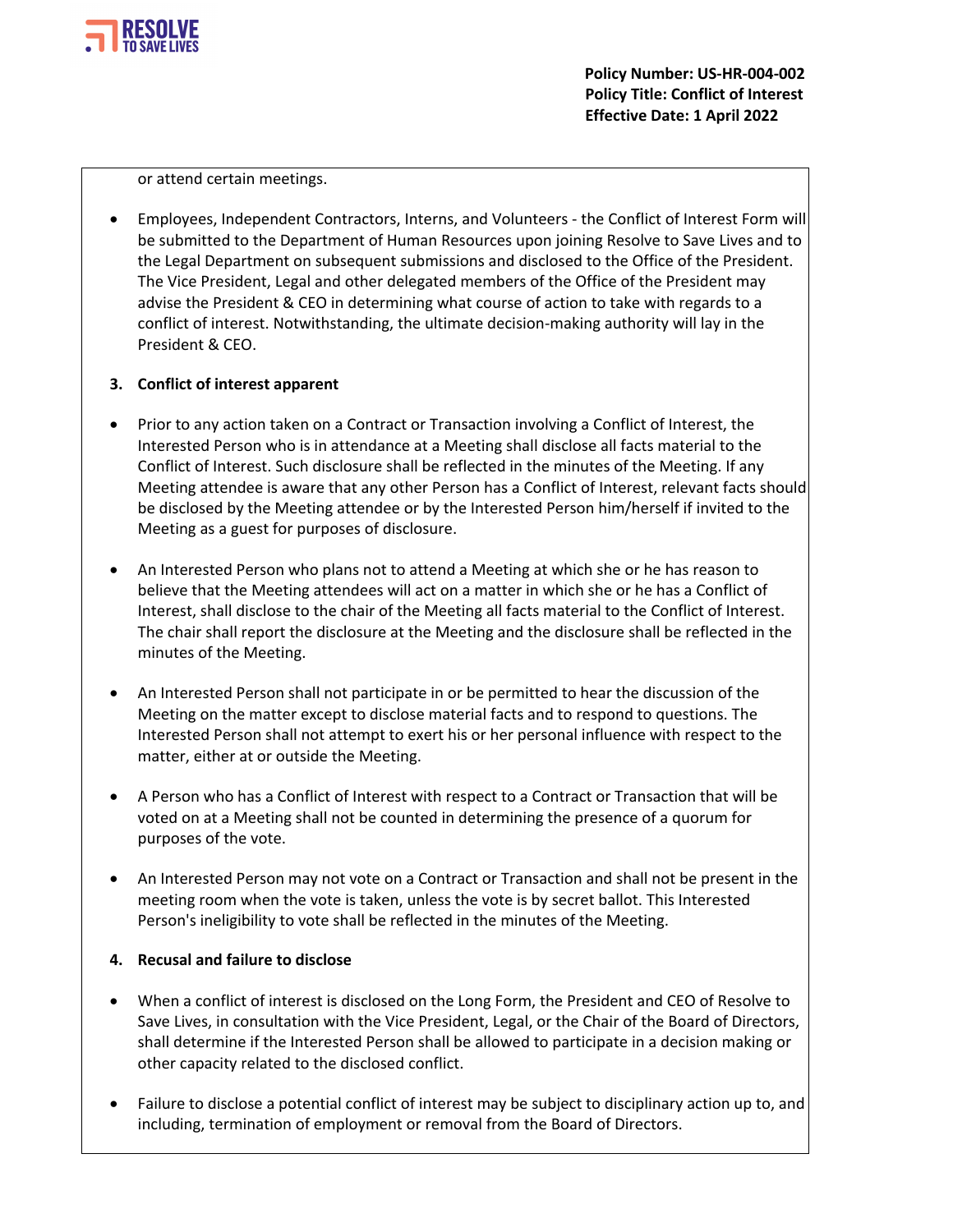or attend certain meetings.

- Employees, Independent Contractors, Interns, and Volunteers - the Conflict of Interest Form will be submitted to the Department of Human Resources upon joining Resolve to Save Lives and to the Legal Department on subsequent submissions and disclosed to the Office of the President. The Vice President, Legal and other delegated members of the Office of the President may advise the President & CEO in determining what course of action to take with regards to a conflict of interest. Notwithstanding, the ultimate decision-making authority will lay in the President & CEO.

**3. Conflict of interest apparent**

- Prior to any action taken on a Contract or Transaction involving a Conflict of Interest, the Interested Person who is in attendance at a Meeting shall disclose all facts material to the Conflict of Interest. Such disclosure shall be reflected in the minutes of the Meeting. If any Meeting attendee is aware that any other Person has a Conflict of Interest, relevant facts should be disclosed by the Meeting attendee or by the Interested Person him/herself if invited to the Meeting as a guest for purposes of disclosure.

- An Interested Person who plans not to attend a Meeting at which she or he has reason to believe that the Meeting attendees will act on a matter in which she or he has a Conflict of Interest, shall disclose to the chair of the Meeting all facts material to the Conflict of Interest. The chair shall report the disclosure at the Meeting and the disclosure shall be reflected in the minutes of the Meeting.

- An Interested Person shall not participate in or be permitted to hear the discussion of the Meeting on the matter except to disclose material facts and to respond to questions. The Interested Person shall not attempt to exert his or her personal influence with respect to the matter, either at or outside the Meeting.

- A Person who has a Conflict of Interest with respect to a Contract or Transaction that will be voted on at a Meeting shall not be counted in determining the presence of a quorum for purposes of the vote.

- An Interested Person may not vote on a Contract or Transaction and shall not be present in the meeting room when the vote is taken, unless the vote is by secret ballot. This Interested Person's ineligibility to vote shall be reflected in the minutes of the Meeting.

**4. Recusal and failure to disclose**

- When a conflict of interest is disclosed on the Long Form, the President and CEO of Resolve to Save Lives, in consultation with the Vice President, Legal, or the Chair of the Board of Directors, shall determine if the Interested Person shall be allowed to participate in a decision making or other capacity related to the disclosed conflict.

- Failure to disclose a potential conflict of interest may be subject to disciplinary action up to, and including, termination of employment or removal from the Board of Directors.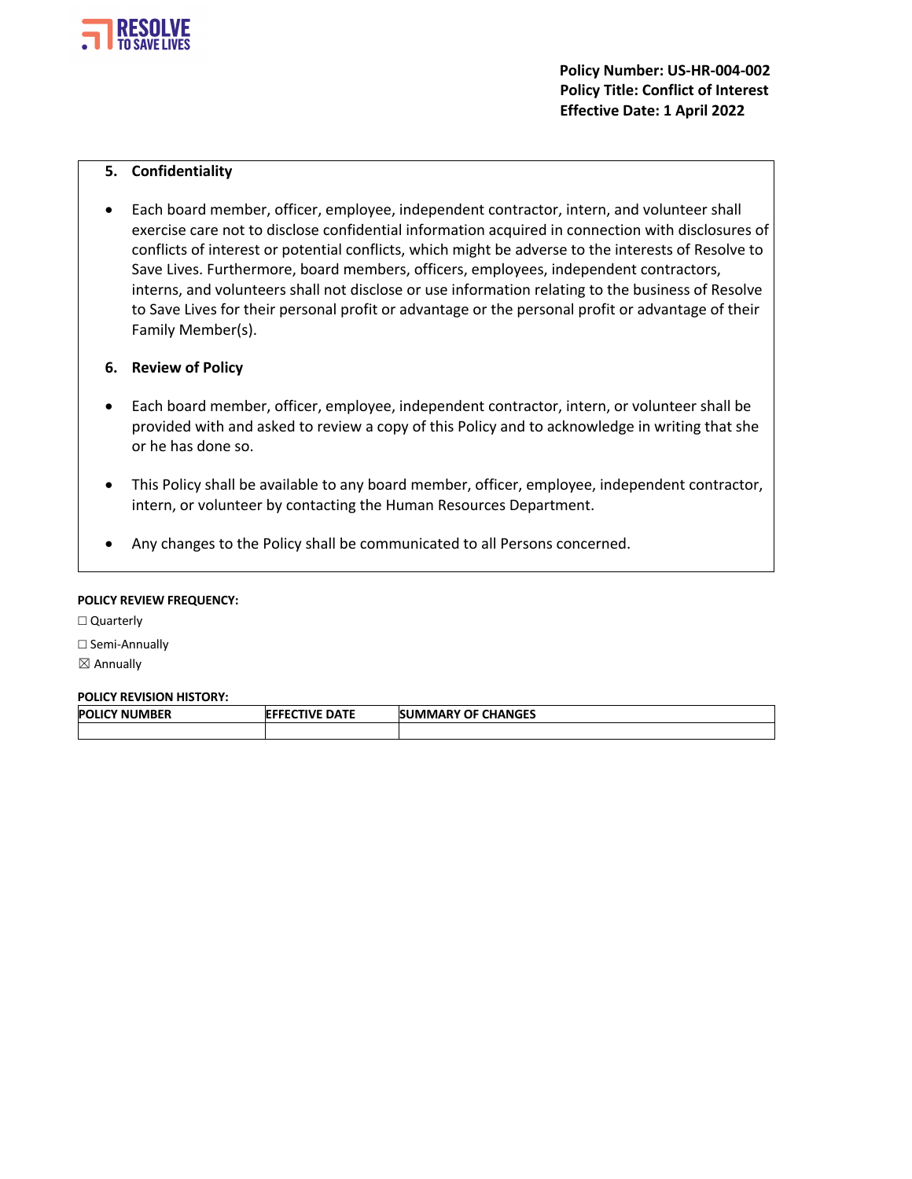**Policy Number: US-HR-004-002**
**Policy Title: Conflict of Interest**
**Effective Date: 1 April 2022**

## 5. Confidentiality

- Each board member, officer, employee, independent contractor, intern, and volunteer shall exercise care not to disclose confidential information acquired in connection with disclosures of conflicts of interest or potential conflicts, which might be adverse to the interests of Resolve to Save Lives. Furthermore, board members, officers, employees, independent contractors, interns, and volunteers shall not disclose or use information relating to the business of Resolve to Save Lives for their personal profit or advantage or the personal profit or advantage of their Family Member(s).

## 6. Review of Policy

- Each board member, officer, employee, independent contractor, intern, or volunteer shall be provided with and asked to review a copy of this Policy and to acknowledge in writing that she or he has done so.
- This Policy shall be available to any board member, officer, employee, independent contractor, intern, or volunteer by contacting the Human Resources Department.
- Any changes to the Policy shall be communicated to all Persons concerned.

**POLICY REVIEW FREQUENCY:**

☐ Quarterly

☐ Semi-Annually

☒ Annually

**POLICY REVISION HISTORY:**

| POLICY NUMBER | EFFECTIVE DATE | SUMMARY OF CHANGES |
| --- | --- | --- |
| | | |